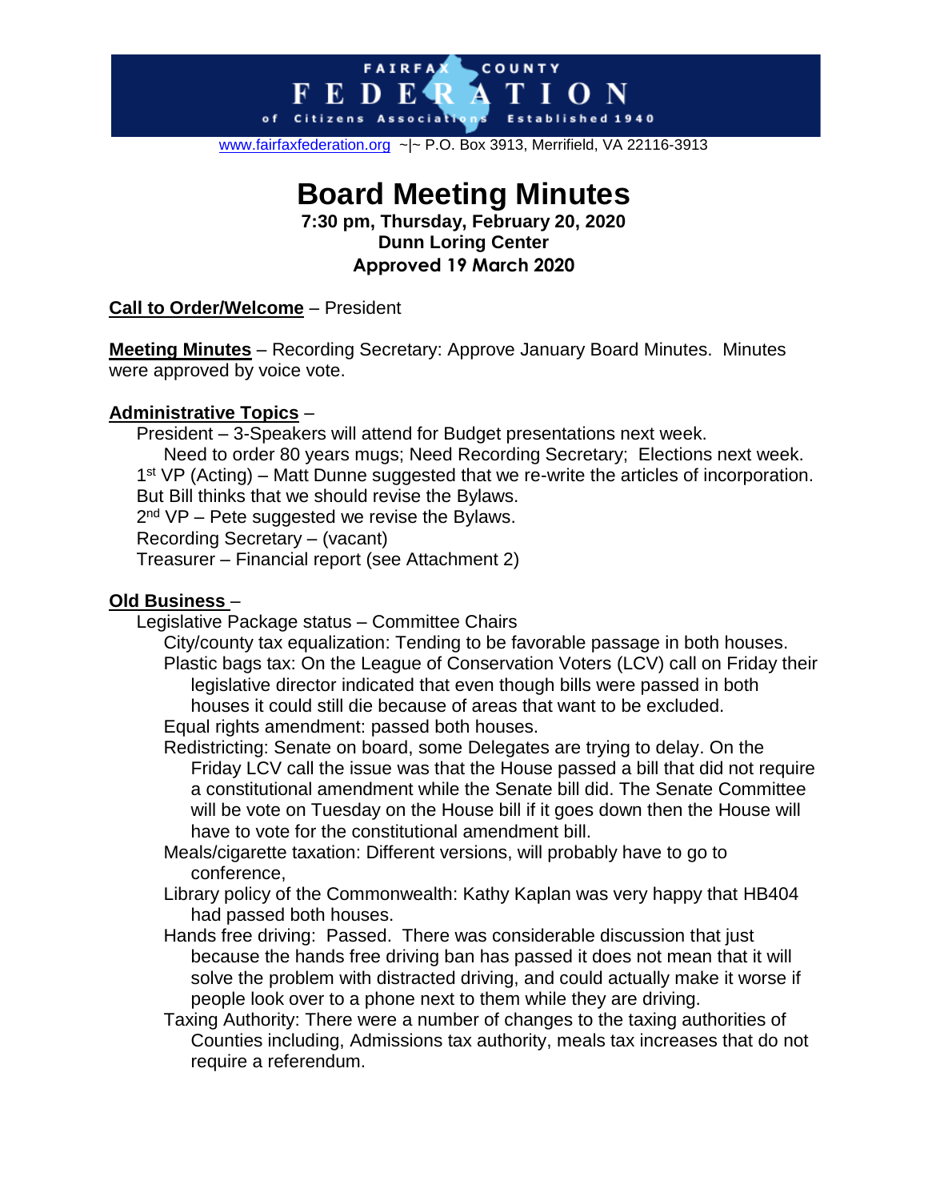FAIRFAX COUNTY FEDERATION of Citizens Associations Established 1940

www.fairfaxfederation.org ~|~ P.O. Box 3913, Merrifield, VA 22116-3913

# Board Meeting Minutes

**7:30 pm, Thursday, February 20, 2020**
**Dunn Loring Center**
**Approved 19 March 2020**

**Call to Order/Welcome** – President

**Meeting Minutes** – Recording Secretary: Approve January Board Minutes. Minutes were approved by voice vote.

**Administrative Topics** –

President – 3-Speakers will attend for Budget presentations next week.
Need to order 80 years mugs; Need Recording Secretary; Elections next week.
1st VP (Acting) – Matt Dunne suggested that we re-write the articles of incorporation. But Bill thinks that we should revise the Bylaws.
2nd VP – Pete suggested we revise the Bylaws.
Recording Secretary – (vacant)
Treasurer – Financial report (see Attachment 2)

**Old Business** –

Legislative Package status – Committee Chairs

City/county tax equalization: Tending to be favorable passage in both houses.

Plastic bags tax: On the League of Conservation Voters (LCV) call on Friday their legislative director indicated that even though bills were passed in both houses it could still die because of areas that want to be excluded.

Equal rights amendment: passed both houses.

Redistricting: Senate on board, some Delegates are trying to delay. On the Friday LCV call the issue was that the House passed a bill that did not require a constitutional amendment while the Senate bill did. The Senate Committee will be vote on Tuesday on the House bill if it goes down then the House will have to vote for the constitutional amendment bill.

Meals/cigarette taxation: Different versions, will probably have to go to conference,

Library policy of the Commonwealth: Kathy Kaplan was very happy that HB404 had passed both houses.

Hands free driving: Passed. There was considerable discussion that just because the hands free driving ban has passed it does not mean that it will solve the problem with distracted driving, and could actually make it worse if people look over to a phone next to them while they are driving.

Taxing Authority: There were a number of changes to the taxing authorities of Counties including, Admissions tax authority, meals tax increases that do not require a referendum.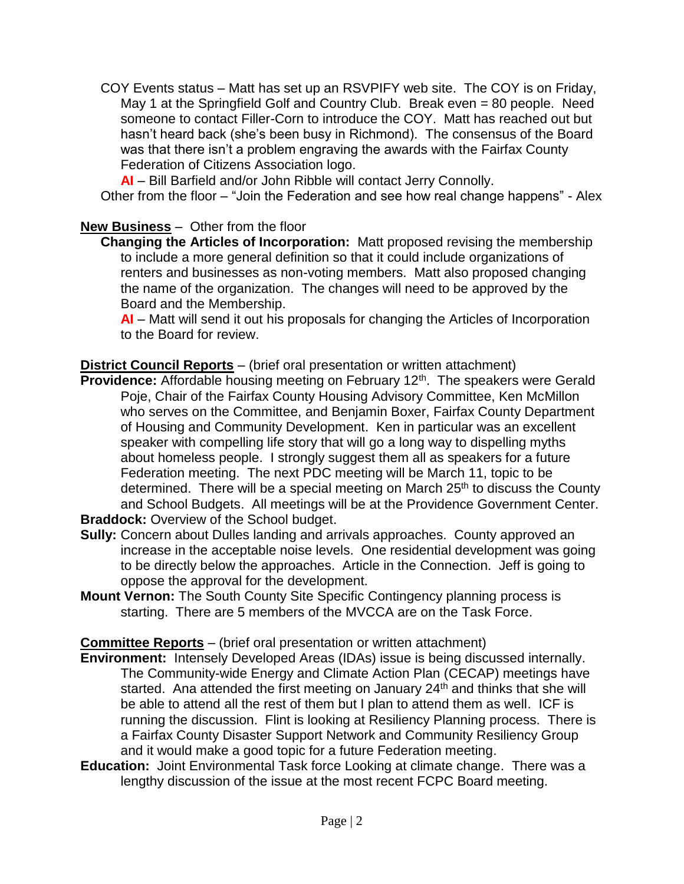COY Events status – Matt has set up an RSVPIFY web site. The COY is on Friday, May 1 at the Springfield Golf and Country Club. Break even = 80 people. Need someone to contact Filler-Corn to introduce the COY. Matt has reached out but hasn't heard back (she's been busy in Richmond). The consensus of the Board was that there isn't a problem engraving the awards with the Fairfax County Federation of Citizens Association logo.

**AI** – Bill Barfield and/or John Ribble will contact Jerry Connolly.

Other from the floor – "Join the Federation and see how real change happens" - Alex

**New Business** – Other from the floor

**Changing the Articles of Incorporation:** Matt proposed revising the membership to include a more general definition so that it could include organizations of renters and businesses as non-voting members. Matt also proposed changing the name of the organization. The changes will need to be approved by the Board and the Membership.

**AI** – Matt will send it out his proposals for changing the Articles of Incorporation to the Board for review.

**District Council Reports** – (brief oral presentation or written attachment)

**Providence:** Affordable housing meeting on February 12th. The speakers were Gerald Poje, Chair of the Fairfax County Housing Advisory Committee, Ken McMillon who serves on the Committee, and Benjamin Boxer, Fairfax County Department of Housing and Community Development. Ken in particular was an excellent speaker with compelling life story that will go a long way to dispelling myths about homeless people. I strongly suggest them all as speakers for a future Federation meeting. The next PDC meeting will be March 11, topic to be determined. There will be a special meeting on March 25th to discuss the County and School Budgets. All meetings will be at the Providence Government Center.

**Braddock:** Overview of the School budget.

**Sully:** Concern about Dulles landing and arrivals approaches. County approved an increase in the acceptable noise levels. One residential development was going to be directly below the approaches. Article in the Connection. Jeff is going to oppose the approval for the development.

**Mount Vernon:** The South County Site Specific Contingency planning process is starting. There are 5 members of the MVCCA are on the Task Force.

**Committee Reports** – (brief oral presentation or written attachment)

**Environment:** Intensely Developed Areas (IDAs) issue is being discussed internally. The Community-wide Energy and Climate Action Plan (CECAP) meetings have started. Ana attended the first meeting on January 24th and thinks that she will be able to attend all the rest of them but I plan to attend them as well. ICF is running the discussion. Flint is looking at Resiliency Planning process. There is a Fairfax County Disaster Support Network and Community Resiliency Group and it would make a good topic for a future Federation meeting.

**Education:** Joint Environmental Task force Looking at climate change. There was a lengthy discussion of the issue at the most recent FCPC Board meeting.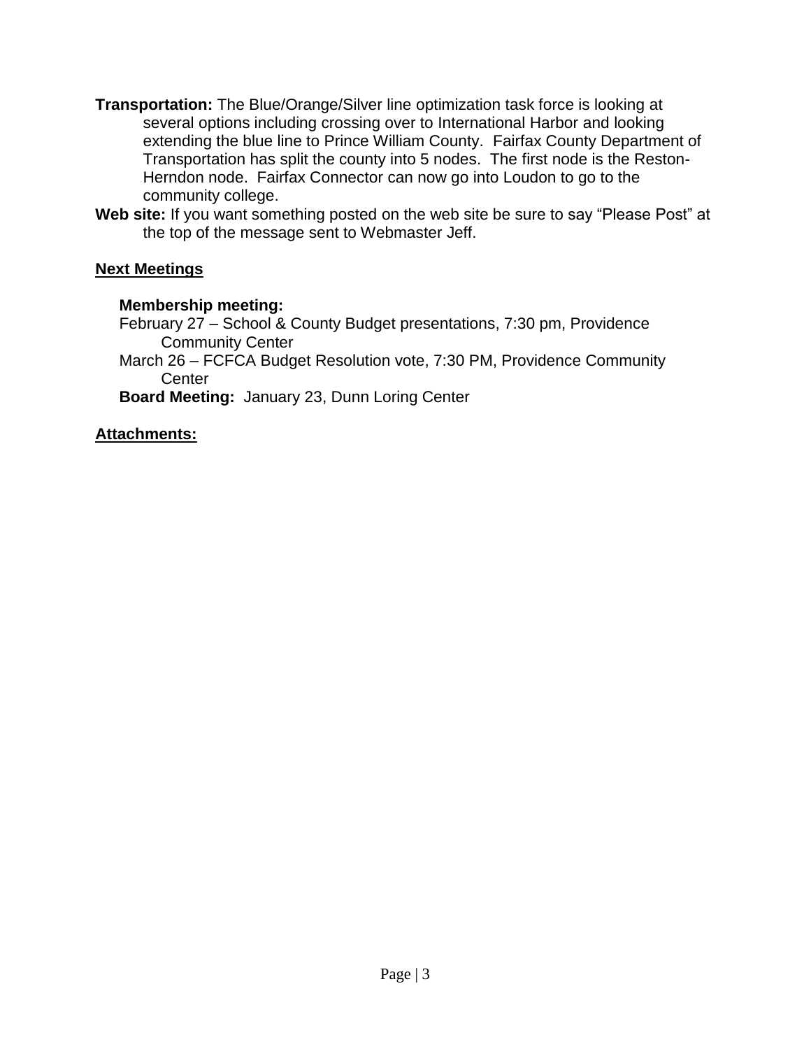**Transportation:** The Blue/Orange/Silver line optimization task force is looking at several options including crossing over to International Harbor and looking extending the blue line to Prince William County. Fairfax County Department of Transportation has split the county into 5 nodes. The first node is the Reston-Herndon node. Fairfax Connector can now go into Loudon to go to the community college.

**Web site:** If you want something posted on the web site be sure to say "Please Post" at the top of the message sent to Webmaster Jeff.

## Next Meetings

**Membership meeting:**

February 27 – School & County Budget presentations, 7:30 pm, Providence Community Center

March 26 – FCFCA Budget Resolution vote, 7:30 PM, Providence Community Center

**Board Meeting:** January 23, Dunn Loring Center

## Attachments: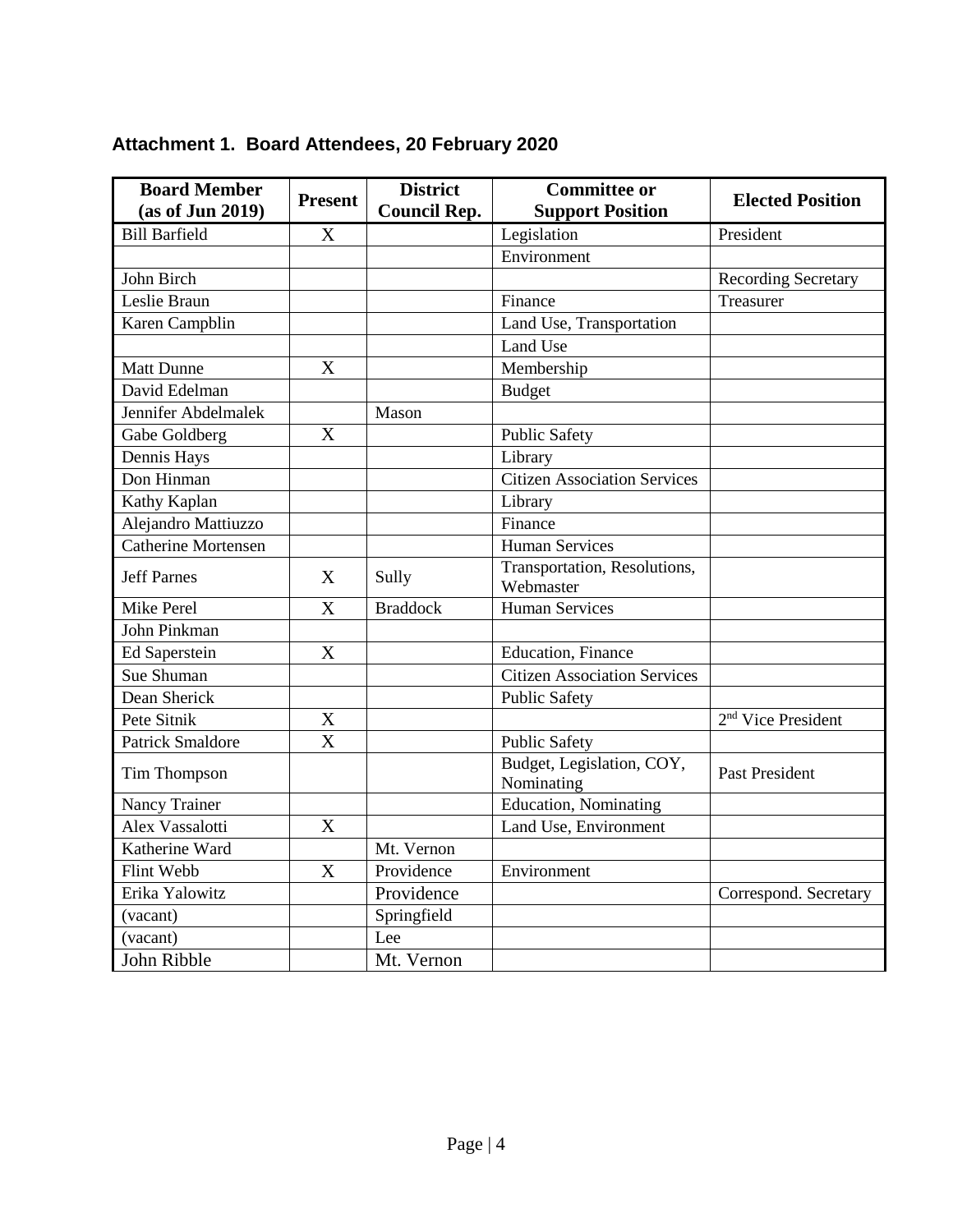**Attachment 1. Board Attendees, 20 February 2020**

| Board Member (as of Jun 2019) | Present | District Council Rep. | Committee or Support Position | Elected Position |
|---|---|---|---|---|
| Bill Barfield | X | | Legislation | President |
| | | | Environment | |
| John Birch | | | | Recording Secretary |
| Leslie Braun | | | Finance | Treasurer |
| Karen Campblin | | | Land Use, Transportation | |
| | | | Land Use | |
| Matt Dunne | X | | Membership | |
| David Edelman | | | Budget | |
| Jennifer Abdelmalek | | Mason | | |
| Gabe Goldberg | X | | Public Safety | |
| Dennis Hays | | | Library | |
| Don Hinman | | | Citizen Association Services | |
| Kathy Kaplan | | | Library | |
| Alejandro Mattiuzzo | | | Finance | |
| Catherine Mortensen | | | Human Services | |
| Jeff Parnes | X | Sully | Transportation, Resolutions, Webmaster | |
| Mike Perel | X | Braddock | Human Services | |
| John Pinkman | | | | |
| Ed Saperstein | X | | Education, Finance | |
| Sue Shuman | | | Citizen Association Services | |
| Dean Sherick | | | Public Safety | |
| Pete Sitnik | X | | | 2nd Vice President |
| Patrick Smaldore | X | | Public Safety | |
| Tim Thompson | | | Budget, Legislation, COY, Nominating | Past President |
| Nancy Trainer | | | Education, Nominating | |
| Alex Vassalotti | X | | Land Use, Environment | |
| Katherine Ward | | Mt. Vernon | | |
| Flint Webb | X | Providence | Environment | |
| Erika Yalowitz | | Providence | | Correspond. Secretary |
| (vacant) | | Springfield | | |
| (vacant) | | Lee | | |
| John Ribble | | Mt. Vernon | | |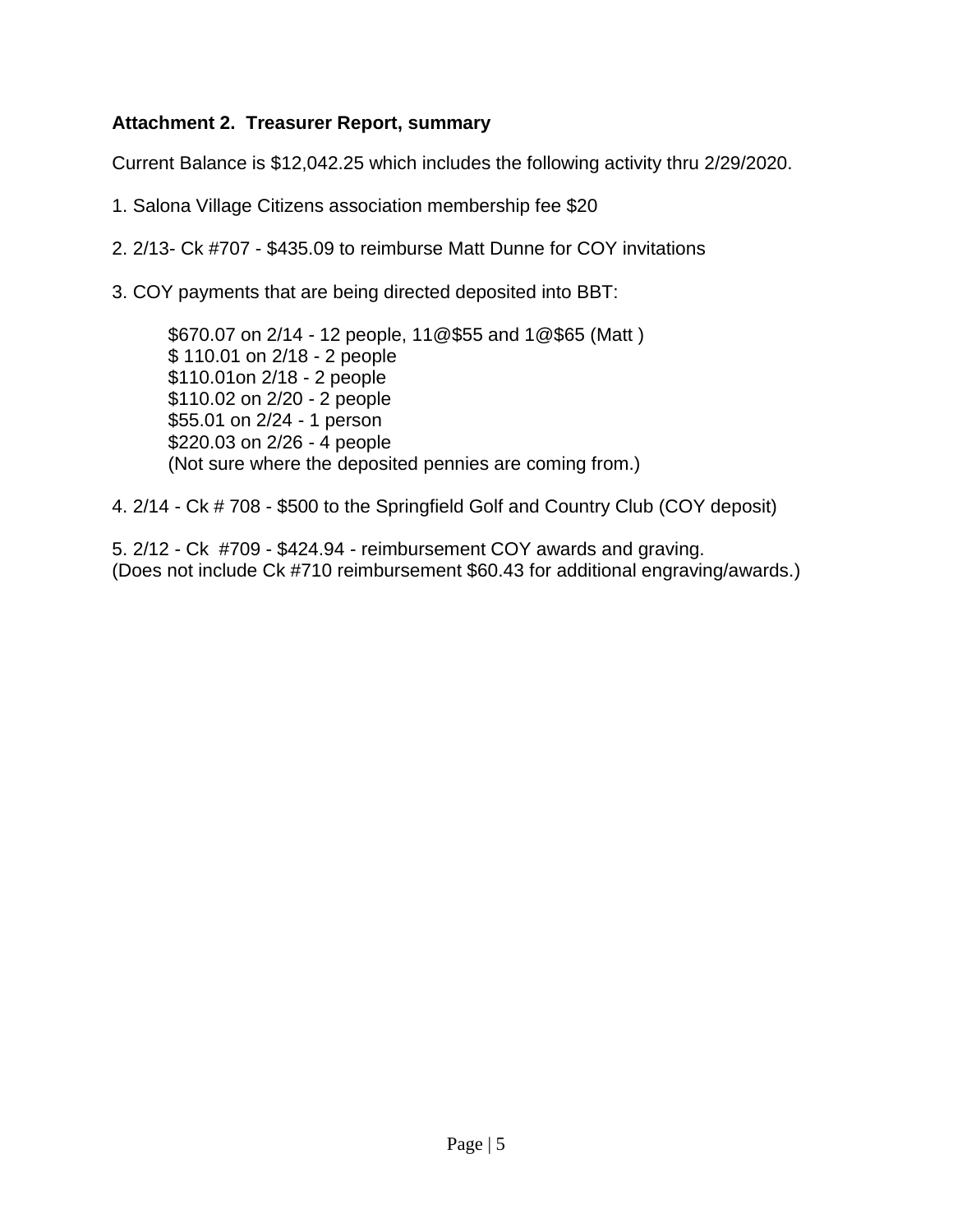**Attachment 2. Treasurer Report, summary**

Current Balance is $12,042.25 which includes the following activity thru 2/29/2020.

1. Salona Village Citizens association membership fee $20

2. 2/13- Ck #707 - $435.09 to reimburse Matt Dunne for COY invitations

3. COY payments that are being directed deposited into BBT:

   $670.07 on 2/14 - 12 people, 11@$55 and 1@$65 (Matt )
   $ 110.01 on 2/18 - 2 people
   $110.01on 2/18 - 2 people
   $110.02 on 2/20 - 2 people
   $55.01 on 2/24 - 1 person
   $220.03 on 2/26 - 4 people
   (Not sure where the deposited pennies are coming from.)

4. 2/14 - Ck # 708 - $500 to the Springfield Golf and Country Club (COY deposit)

5. 2/12 - Ck #709 - $424.94 - reimbursement COY awards and graving.
(Does not include Ck #710 reimbursement $60.43 for additional engraving/awards.)